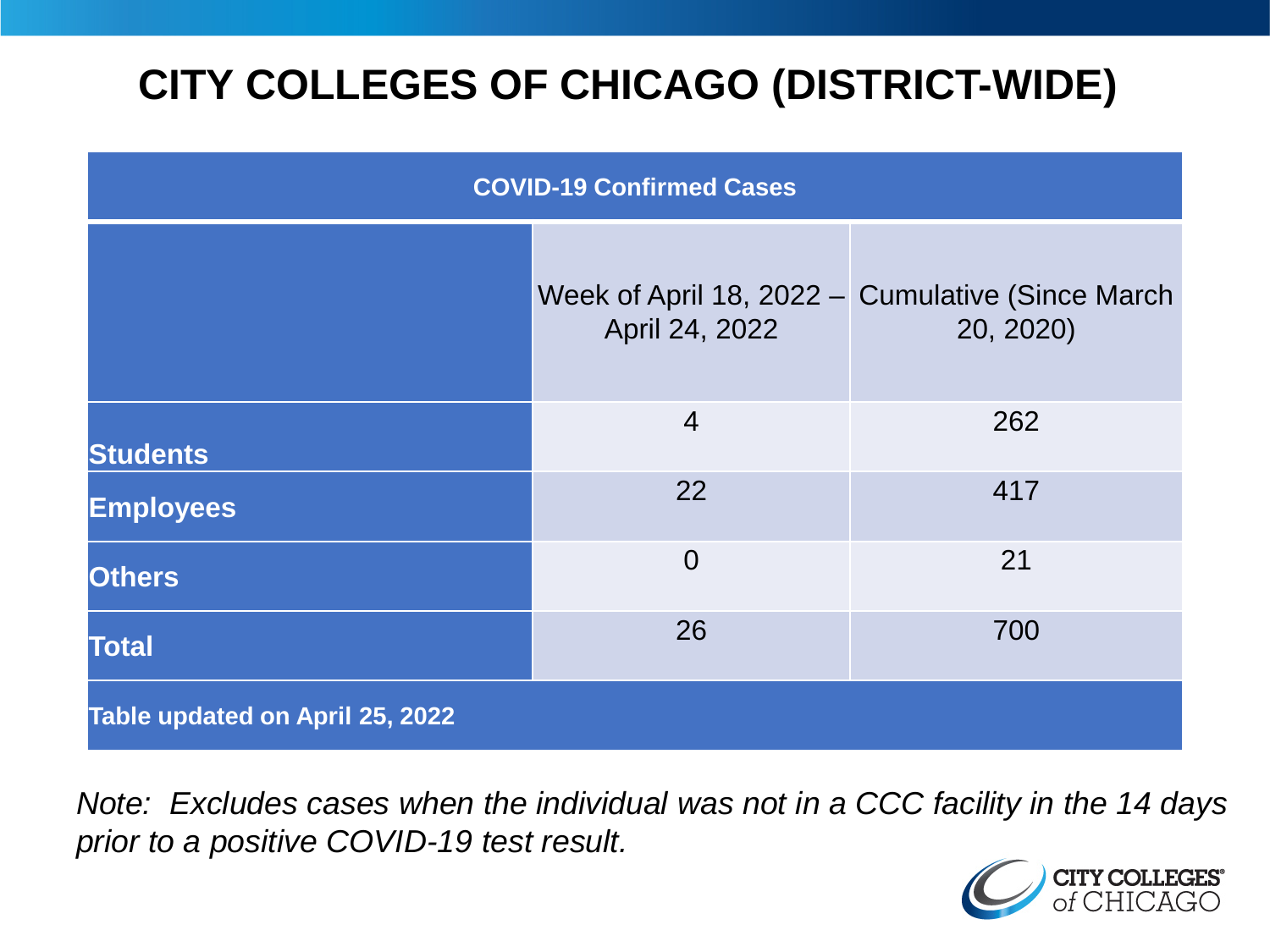# CITY COLLEGES OF CHICAGO (DISTRICT-WIDE)

| COVID-19 Confirmed Cases | | |
|---|---|---|
| | Week of April 18, 2022 – April 24, 2022 | Cumulative (Since March 20, 2020) |
| **Students** | 4 | 262 |
| **Employees** | 22 | 417 |
| **Others** | 0 | 21 |
| **Total** | 26 | 700 |
| **Table updated on April 25, 2022** | | |

*Note: Excludes cases when the individual was not in a CCC facility in the 14 days prior to a positive COVID-19 test result.*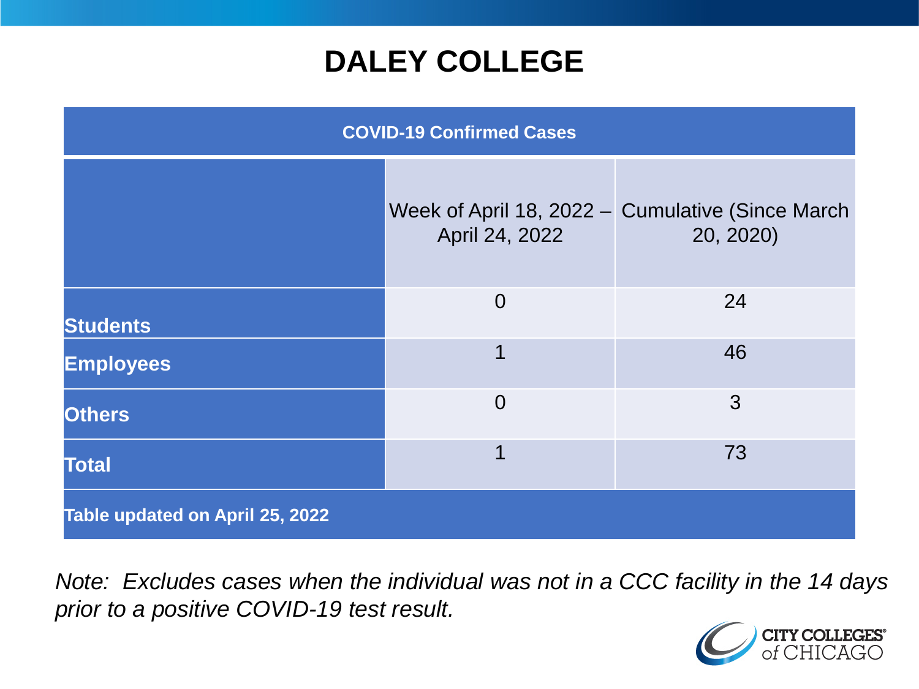# DALEY COLLEGE

| COVID-19 Confirmed Cases | | |
|---|---|---|
| | Week of April 18, 2022 – April 24, 2022 | Cumulative (Since March 20, 2020) |
| **Students** | 0 | 24 |
| **Employees** | 1 | 46 |
| **Others** | 0 | 3 |
| **Total** | 1 | 73 |
| **Table updated on April 25, 2022** | | |

*Note: Excludes cases when the individual was not in a CCC facility in the 14 days prior to a positive COVID-19 test result.*

CITY COLLEGES of CHICAGO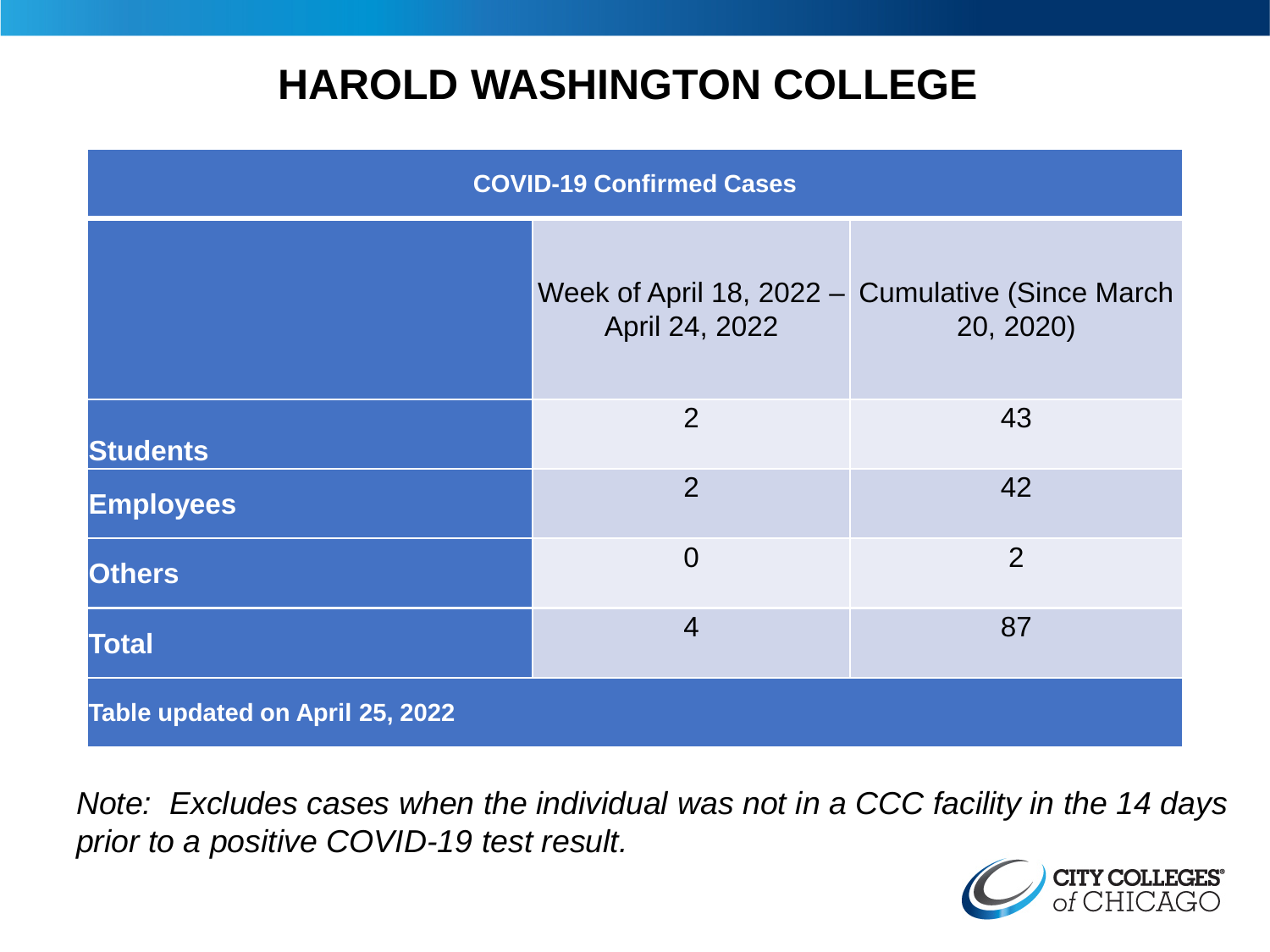# HAROLD WASHINGTON COLLEGE

| COVID-19 Confirmed Cases | | |
|---|---|---|
| | Week of April 18, 2022 – April 24, 2022 | Cumulative (Since March 20, 2020) |
| **Students** | 2 | 43 |
| **Employees** | 2 | 42 |
| **Others** | 0 | 2 |
| **Total** | 4 | 87 |
| **Table updated on April 25, 2022** | | |

*Note: Excludes cases when the individual was not in a CCC facility in the 14 days prior to a positive COVID-19 test result.*

CITY COLLEGES of CHICAGO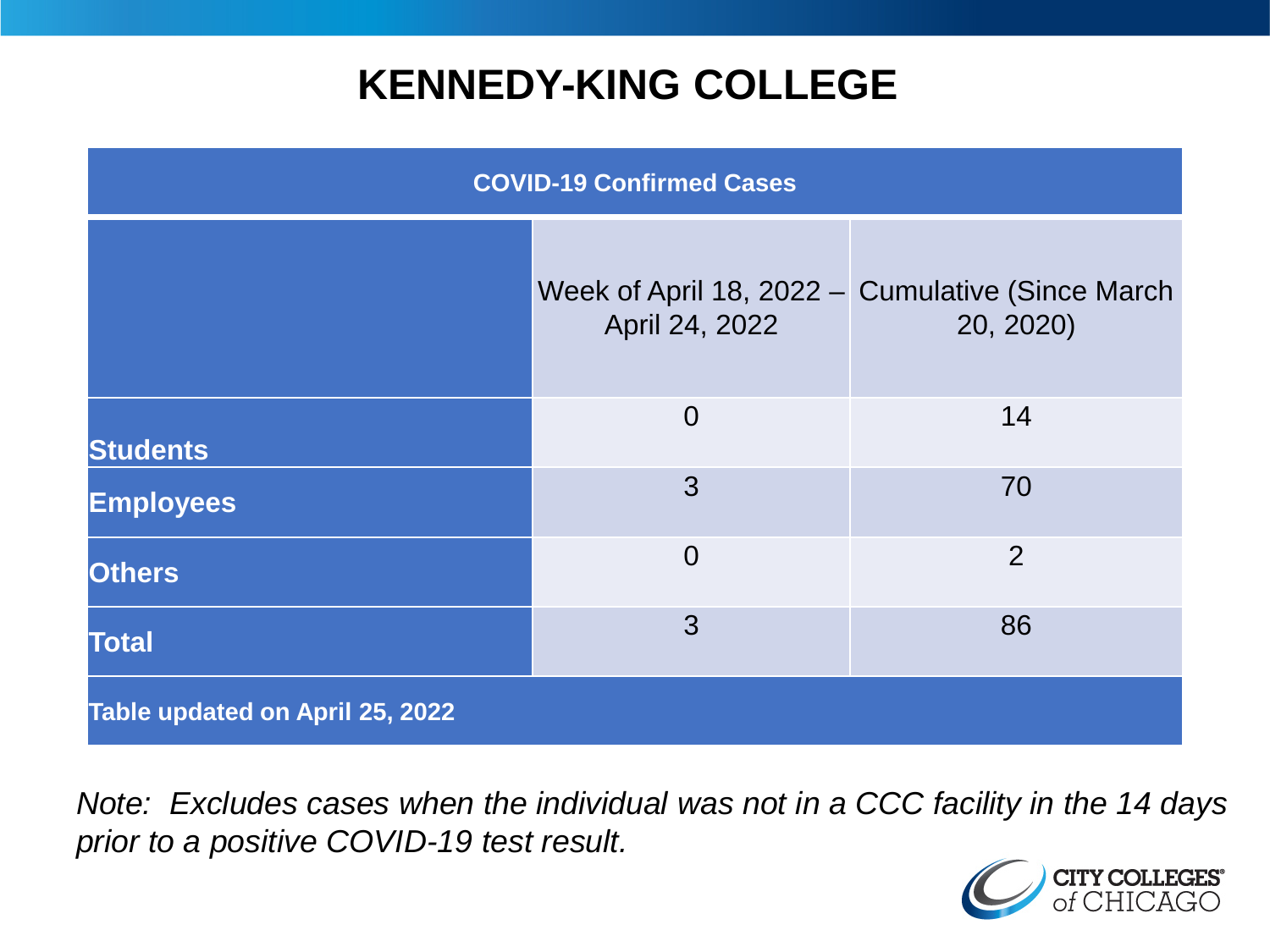# KENNEDY-KING COLLEGE

| COVID-19 Confirmed Cases | | |
|---|---|---|
| | Week of April 18, 2022 – April 24, 2022 | Cumulative (Since March 20, 2020) |
| **Students** | 0 | 14 |
| **Employees** | 3 | 70 |
| **Others** | 0 | 2 |
| **Total** | 3 | 86 |
| **Table updated on April 25, 2022** | | |

*Note: Excludes cases when the individual was not in a CCC facility in the 14 days prior to a positive COVID-19 test result.*

CITY COLLEGES of CHICAGO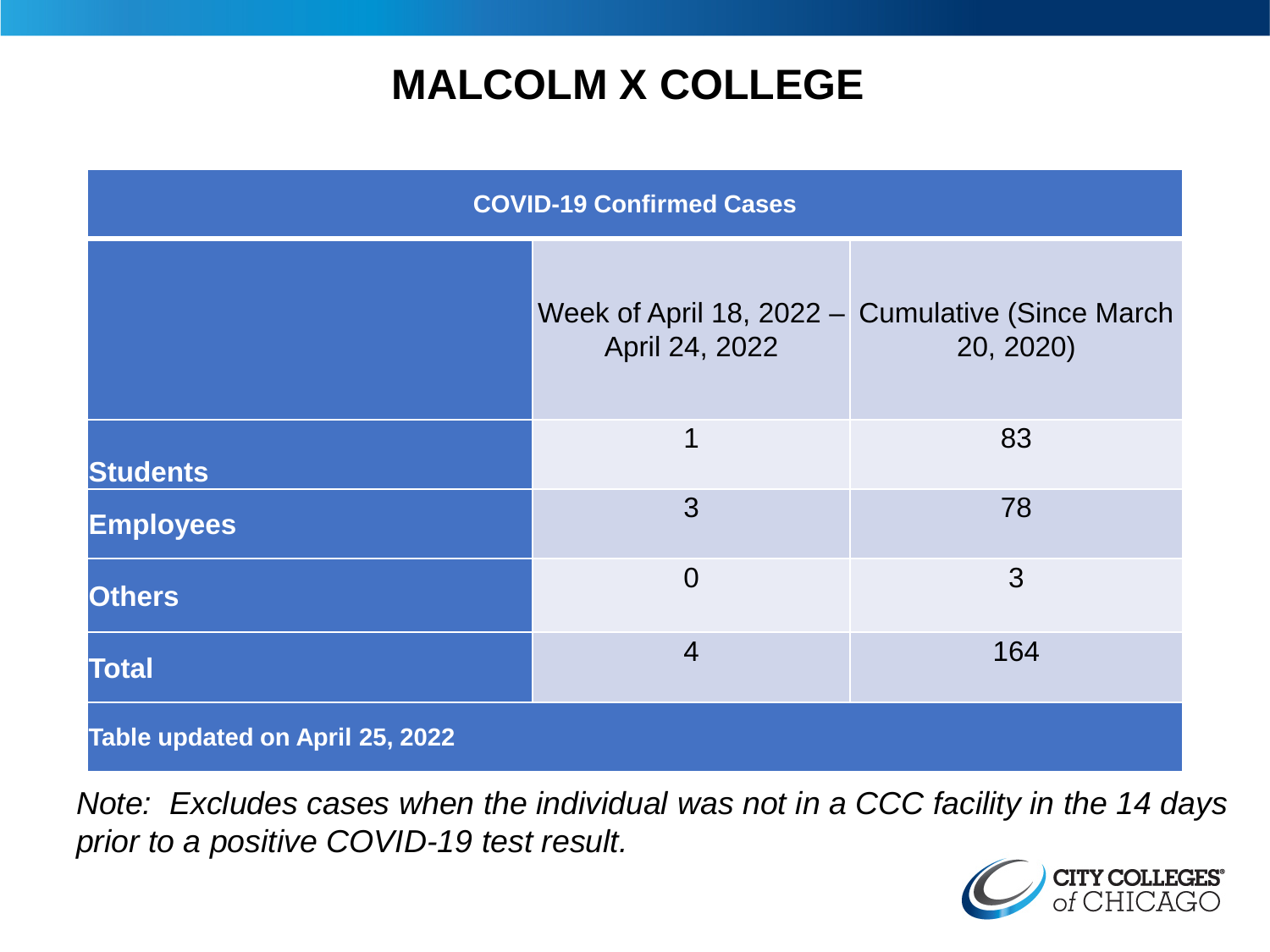# MALCOLM X COLLEGE

| COVID-19 Confirmed Cases | | |
|---|---|---|
| | Week of April 18, 2022 – April 24, 2022 | Cumulative (Since March 20, 2020) |
| **Students** | 1 | 83 |
| **Employees** | 3 | 78 |
| **Others** | 0 | 3 |
| **Total** | 4 | 164 |
| **Table updated on April 25, 2022** | | |

*Note: Excludes cases when the individual was not in a CCC facility in the 14 days prior to a positive COVID-19 test result.*

CITY COLLEGES of CHICAGO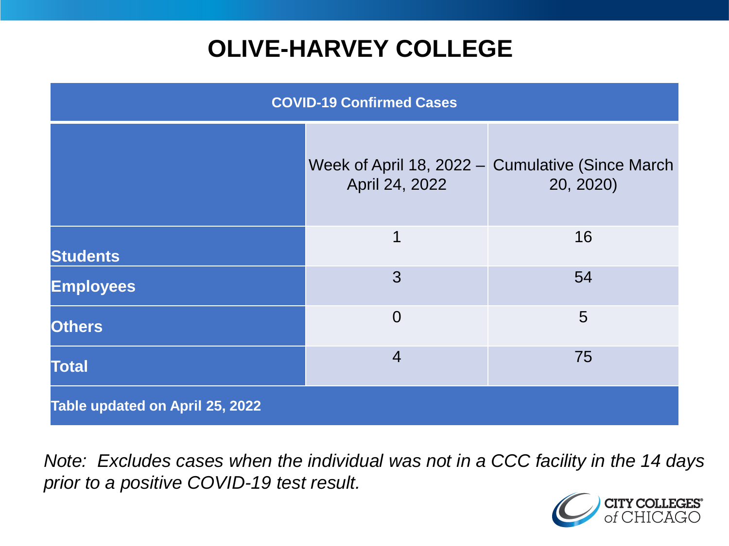# OLIVE-HARVEY COLLEGE

| COVID-19 Confirmed Cases | | |
|---|---|---|
| | Week of April 18, 2022 – April 24, 2022 | Cumulative (Since March 20, 2020) |
| **Students** | 1 | 16 |
| **Employees** | 3 | 54 |
| **Others** | 0 | 5 |
| **Total** | 4 | 75 |
| **Table updated on April 25, 2022** | | |

*Note: Excludes cases when the individual was not in a CCC facility in the 14 days prior to a positive COVID-19 test result.*

CITY COLLEGES of CHICAGO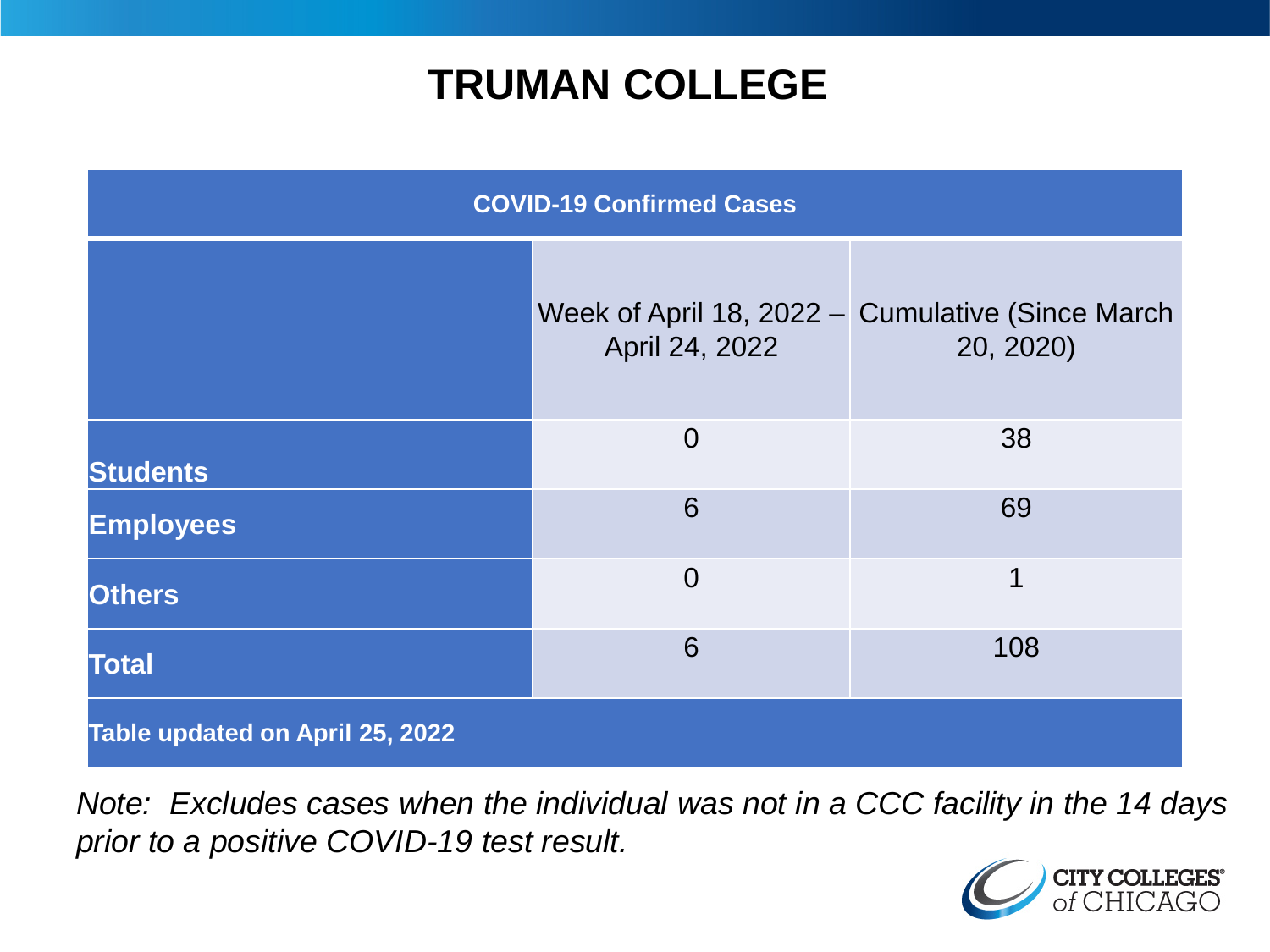# TRUMAN COLLEGE

| COVID-19 Confirmed Cases | | |
|---|---|---|
| | Week of April 18, 2022 – April 24, 2022 | Cumulative (Since March 20, 2020) |
| **Students** | 0 | 38 |
| **Employees** | 6 | 69 |
| **Others** | 0 | 1 |
| **Total** | 6 | 108 |
| **Table updated on April 25, 2022** | | |

*Note: Excludes cases when the individual was not in a CCC facility in the 14 days prior to a positive COVID-19 test result.*

CITY COLLEGES of CHICAGO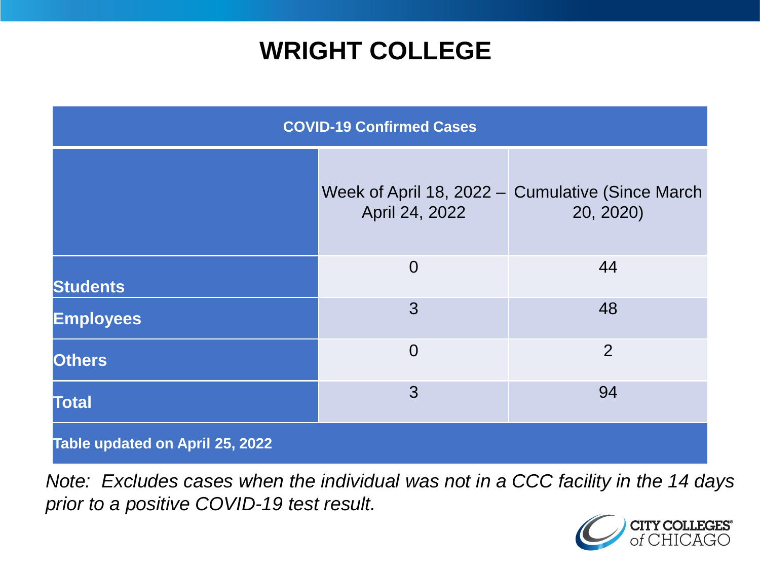# WRIGHT COLLEGE

| COVID-19 Confirmed Cases | | |
|---|---|---|
| | Week of April 18, 2022 – April 24, 2022 | Cumulative (Since March 20, 2020) |
| **Students** | 0 | 44 |
| **Employees** | 3 | 48 |
| **Others** | 0 | 2 |
| **Total** | 3 | 94 |
| **Table updated on April 25, 2022** | | |

*Note: Excludes cases when the individual was not in a CCC facility in the 14 days prior to a positive COVID-19 test result.*

CITY COLLEGES of CHICAGO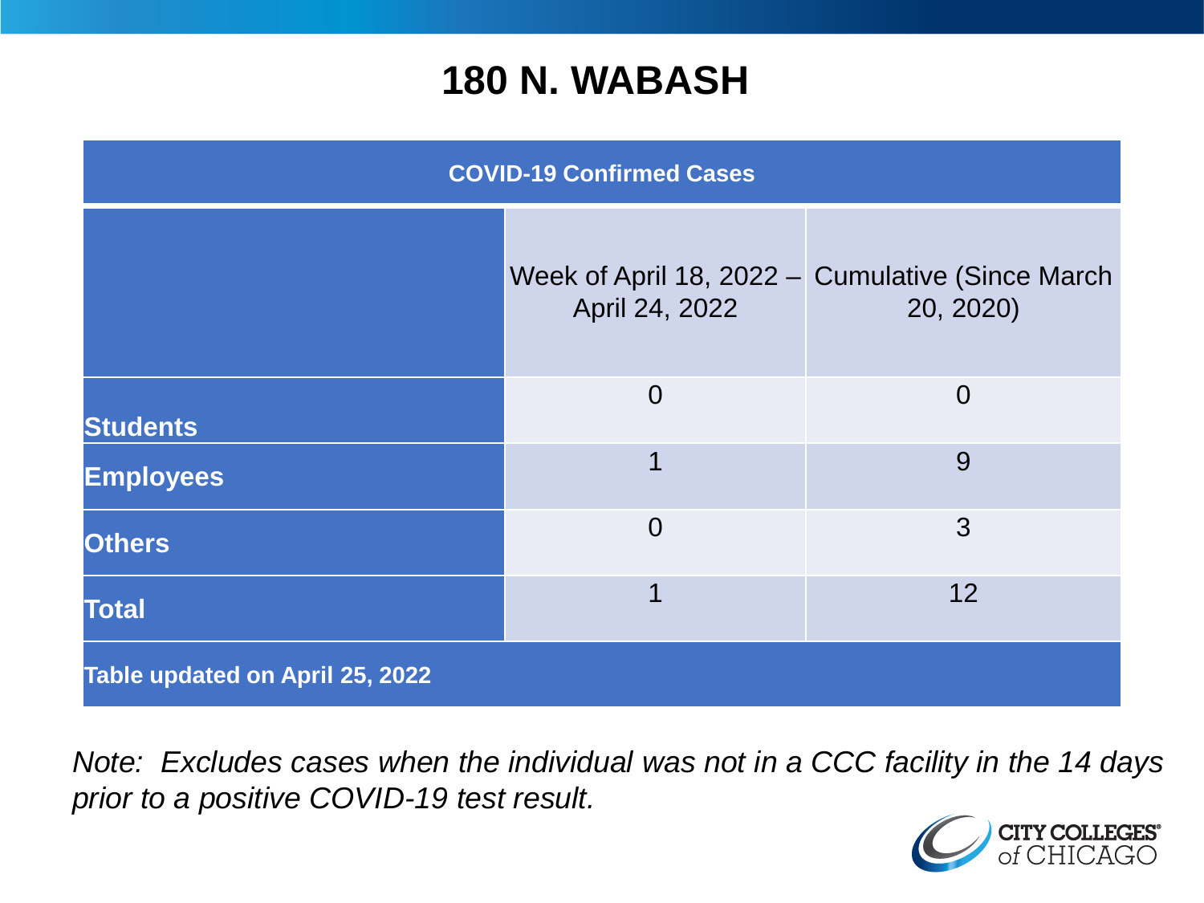# 180 N. WABASH

| COVID-19 Confirmed Cases | | |
|---|---|---|
| | Week of April 18, 2022 – April 24, 2022 | Cumulative (Since March 20, 2020) |
| **Students** | 0 | 0 |
| **Employees** | 1 | 9 |
| **Others** | 0 | 3 |
| **Total** | 1 | 12 |
| **Table updated on April 25, 2022** | | |

*Note: Excludes cases when the individual was not in a CCC facility in the 14 days prior to a positive COVID-19 test result.*

CITY COLLEGES of CHICAGO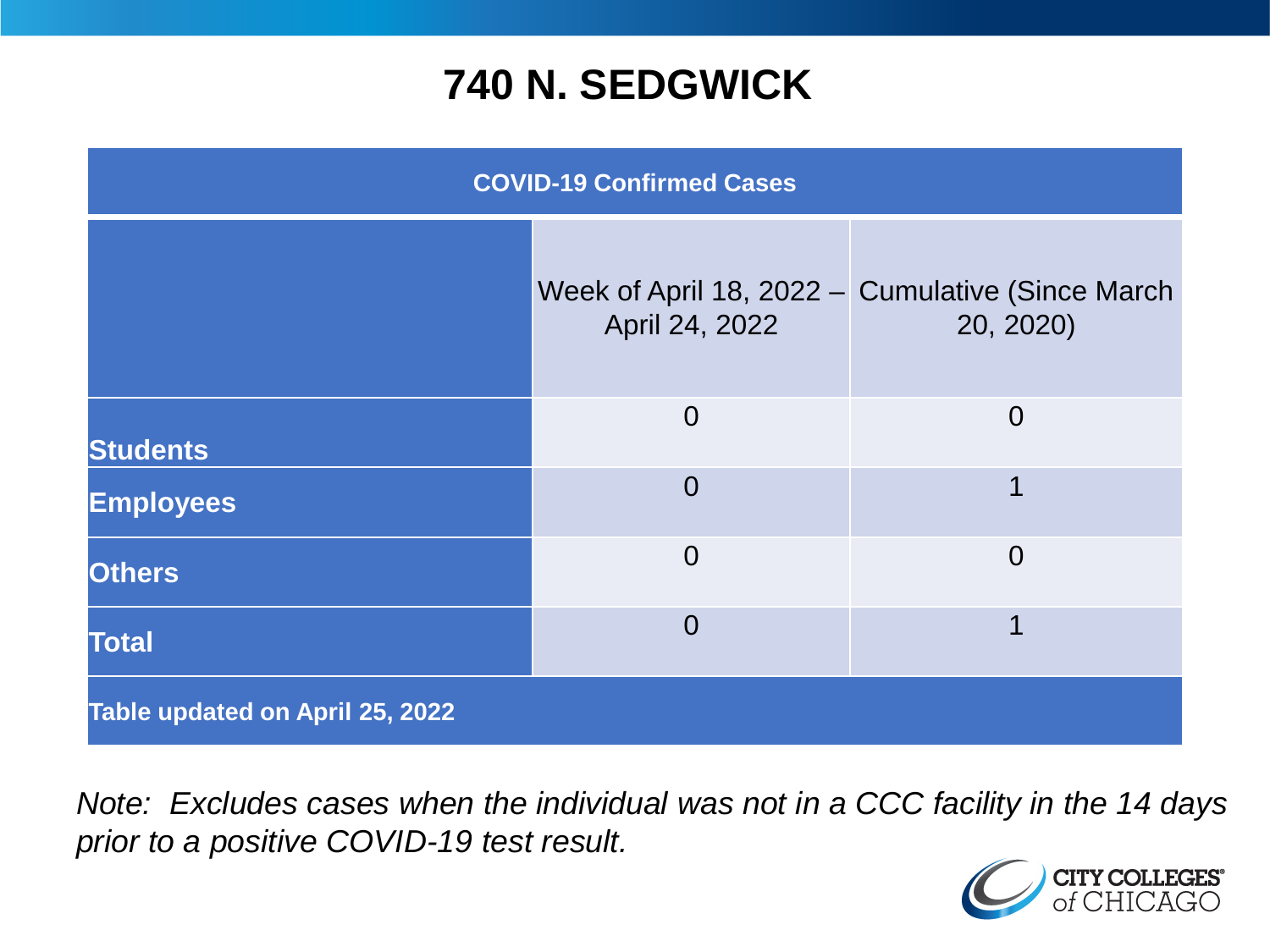# 740 N. SEDGWICK

| COVID-19 Confirmed Cases | | |
|---|---|---|
| | Week of April 18, 2022 – April 24, 2022 | Cumulative (Since March 20, 2020) |
| **Students** | 0 | 0 |
| **Employees** | 0 | 1 |
| **Others** | 0 | 0 |
| **Total** | 0 | 1 |
| **Table updated on April 25, 2022** | | |

*Note: Excludes cases when the individual was not in a CCC facility in the 14 days prior to a positive COVID-19 test result.*

CITY COLLEGES of CHICAGO